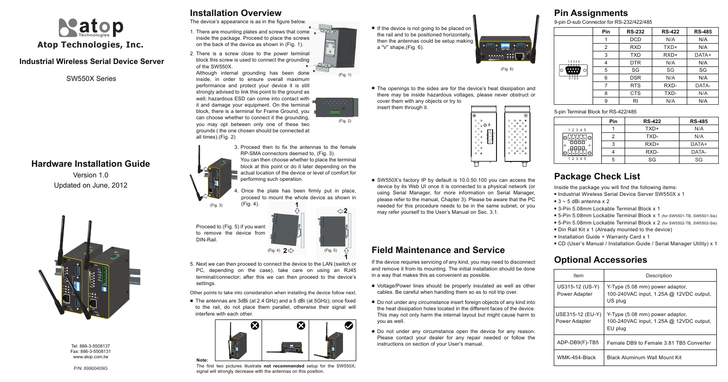# Atop Technologies, Inc.

## Industrial Wireless Serial Device Server

SW550X Series

# Hardware Installation Guide

Version 1.0

Updated on June, 2012

Tel: 886-3-5508137

Fax: 886-3-5508131

www.atop.com.tw

P/N: 89900409G

## Installation Overview

The device's appearance is as in the figure below.

1. There are mounting plates and screws that come inside the package. Proceed to place the screws on the back of the device as shown in (Fig. 1).
2. There is a screw close to the power terminal block this screw is used to connect the grounding of the SW550X.
   Although internal grounding has been done inside, in order to ensure overall maximum performance and protect your device it is still strongly advised to link this point to the ground as well; hazardous ESD can come into contact with it and damage your equipment. On the terminal block, there is a terminal for Frame Ground, you can choose whether to connect it the grounding, you may opt between only one of these two grounds ( the one chosen should be connected at all times).(Fig. 2)

(Fig. 1)

(Fig. 2)

3. Proceed then to fix the antennas to the female RP-SMA connectors deemed to, (Fig. 3).
   You can then choose whether to place the terminal block at this point or do it later depending on the actual location of the device or level of comfort for performing such operation.
4. Once the plate has been firmly put in place, proceed to mount the whole device as shown in (Fig. 4).

(Fig. 3)

Proceed to (Fig. 5) if you want to remove the device from DIN-Rail.

(Fig. 4) (Fig. 5)

5. Next we can then proceed to connect the device to the LAN (switch or PC, depending on the case), take care on using an RJ45 terminal/connector; after this we can then proceed to the device's settings.

Other points to take into consideration when installing the device follow next.

- The antennas are 3dBi (at 2.4 GHz) and a 5 dBi (at 5GHz); once fixed to the rail, do not place them parallel, otherwise their signal will interfere with each other.

**Note:**

The first two pictures illustrate **not recommended** setup for the SW550X; signal will strongly decrease with the antennas on this position.

- If the device is not going to be placed on the rail and to be positioned horizontally, then the antennas could be setup making a "V" shape,(Fig. 6).

(Fig. 6)

- The openings to the sides are for the device's heat dissipation and there may be inside hazardous voltages, please never obstruct or cover them with any objects or try to insert them through it.

- SW550X's factory IP by default is 10.0.50.100 you can access the device by its Web UI once it is connected to a physical network (or using Serial Manager, for more information on Serial Manager, please refer to the manual, Chapter 3). Please be aware that the PC needed for this procedure needs to be in the same subnet, or you may refer yourself to the User's Manual on Sec. 3.1.

## Field Maintenance and Service

If the device requires servicing of any kind, you may need to disconnect and remove it from its mounting. The initial installation should be done in a way that makes this as convenient as possible.

- Voltage/Power lines should be properly insulated as well as other cables. Be careful when handling them so as to not trip over.
- Do not under any circumstance insert foreign objects of any kind into the heat dissipation holes located in the different faces of the device. This may not only harm the internal layout but might cause harm to you as well.
- Do not under any circumstance open the device for any reason. Please contact your dealer for any repair needed or follow the instructions on section of your User's manual.

## Pin Assignments

9-pin D-sub Connector for RS-232/422/485

| | Pin | RS-232 | RS-422 | RS-485 |
|---|---|---|---|---|
| | 1 | DCD | N/A | N/A |
| | 2 | RXD | TXD+ | N/A |
| | 3 | TXD | RXD+ | DATA+ |
| | 4 | DTR | N/A | N/A |
| | 5 | SG | SG | SG |
| | 6 | DSR | N/A | N/A |
| | 7 | RTS | RXD- | DATA- |
| | 8 | CTS | TXD- | N/A |
| | 9 | RI | N/A | N/A |

5-pin Terminal Block for RS-422/485

| | Pin | RS-422 | RS-485 |
|---|---|---|---|
| | 1 | TXD+ | N/A |
| | 2 | TXD- | N/A |
| | 3 | RXD+ | DATA+ |
| | 4 | RXD- | DATA- |
| | 5 | SG | SG |

## Package Check List

Inside the package you will find the following items:

- Industrial Wireless Serial Device Server SW550X x 1
- 3 ~ 5 dBi antenna x 2
- 3-Pin 5.08mm Lockable Terminal Block x 1
- 5-Pin 5.08mm Lockable Terminal Block x 1 (for SW5501-TB, SW5501-Sis)
- 5-Pin 5.08mm Lockable Terminal Block x 2 (for SW5502-TB, SW5502-Sis)
- Din Rail Kit x 1 (Already mounted to the device)
- Installation Guide + Warranty Card x 1
- CD (User's Manual / Installation Guide / Serial Manager Utility) x 1

## Optional Accessories

| Item | Description |
|---|---|
| US315-12 (US-Y) Power Adapter | Y-Type (5.08 mm) power adaptor, 100-240VAC input, 1.25A @ 12VDC output, US plug |
| USE315-12 (EU-Y) Power Adapter | Y-Type (5.08 mm) power adaptor, 100-240VAC input, 1.25A @ 12VDC output, EU plug |
| ADP-DB9(F)-TB5 | Female DB9 to Female 3.81 TB5 Converter |
| WMK-454-Black | Black Aluminum Wall Mount Kit |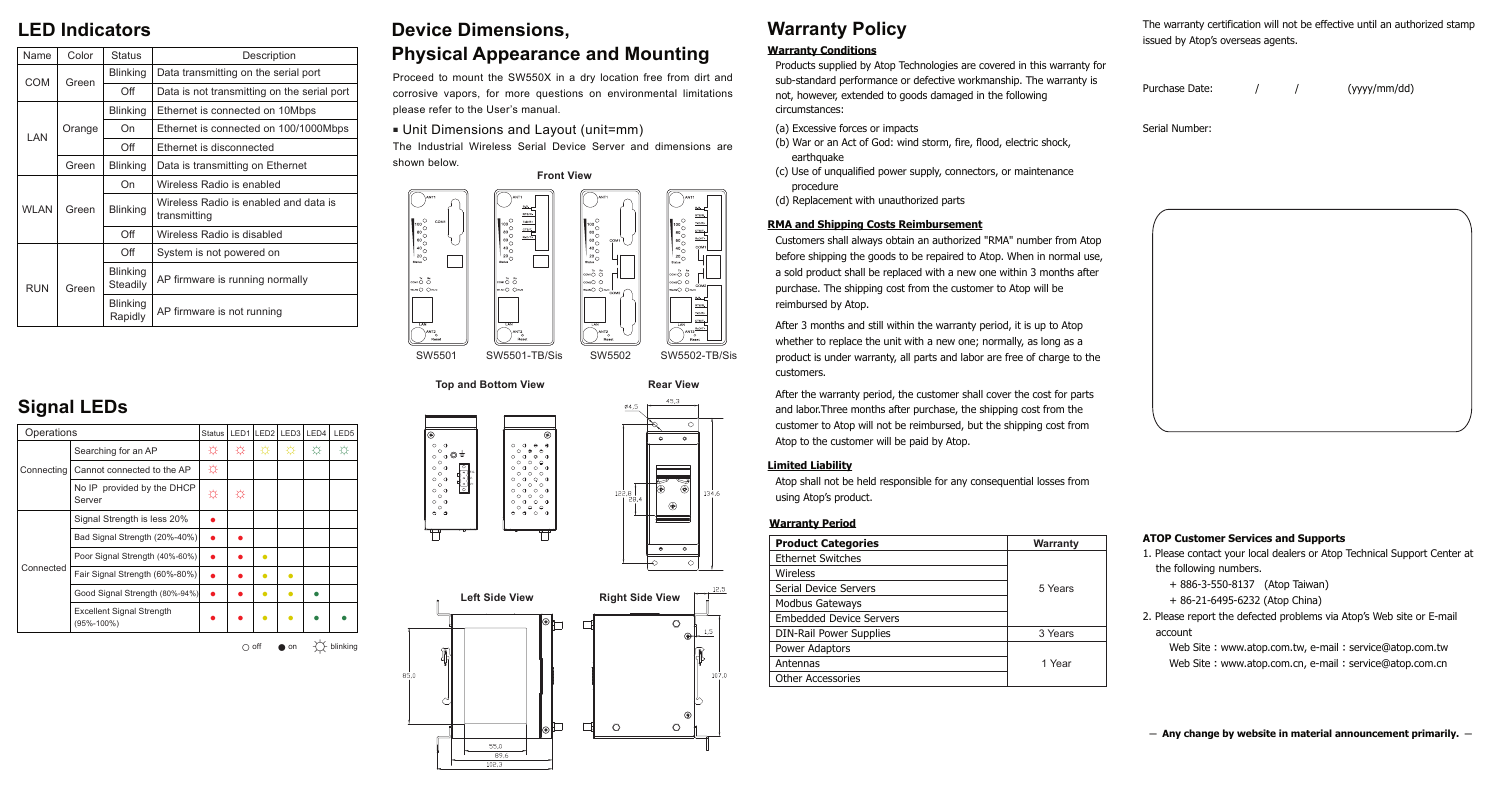# LED Indicators

| Name | Color | Status | Description |
|---|---|---|---|
| COM | Green | Blinking | Data transmitting on the serial port |
| | | Off | Data is not transmitting on the serial port |
| LAN | Orange | Blinking | Ethernet is connected on 10Mbps |
| | | On | Ethernet is connected on 100/1000Mbps |
| | | Off | Ethernet is disconnected |
| | Green | Blinking | Data is transmitting on Ethernet |
| WLAN | Green | On | Wireless Radio is enabled |
| | | Blinking | Wireless Radio is enabled and data is transmitting |
| | | Off | Wireless Radio is disabled |
| RUN | Green | Off | System is not powered on |
| | | Blinking Steadily | AP firmware is running normally |
| | | Blinking Rapidly | AP firmware is not running |

# Signal LEDs

| Operations | | Status | LED1 | LED2 | LED3 | LED4 | LED5 |
|---|---|---|---|---|---|---|---|
| Connecting | Searching for an AP | blinking | blinking | blinking | blinking | blinking | blinking |
| | Cannot connected to the AP | blinking | | | | | |
| | No IP provided by the DHCP Server | blinking | blinking | | | | |
| Connected | Signal Strength is less 20% | on | | | | | |
| | Bad Signal Strength (20%-40%) | on | on | | | | |
| | Poor Signal Strength (40%-60%) | on | on | on | | | |
| | Fair Signal Strength (60%-80%) | on | on | on | on | | |
| | Good Signal Strength (80%-94%) | on | on | on | on | on | |
| | Excellent Signal Strength (95%-100%) | on | on | on | on | on | on |

○ off ● on ☼ blinking

# Device Dimensions, Physical Appearance and Mounting

Proceed to mount the SW550X in a dry location free from dirt and corrosive vapors, for more questions on environmental limitations please refer to the User's manual.

■ Unit Dimensions and Layout (unit=mm)

The Industrial Wireless Serial Device Server and dimensions are shown below.

**Front View**

SW5501 SW5501-TB/Sis SW5502 SW5502-TB/Sis

**Top and Bottom View**

**Rear View**

Ø4.5
45.3
133.0
88.4
134.6

**Left Side View**

**Right Side View**

85.0
55.0
89.6
108.3
18.5
1.5
107.0

# Warranty Policy

**Warranty Conditions**

Products supplied by Atop Technologies are covered in this warranty for sub-standard performance or defective workmanship. The warranty is not, however, extended to goods damaged in the following circumstances:

(a) Excessive forces or impacts
(b) War or an Act of God: wind storm, fire, flood, electric shock, earthquake
(c) Use of unqualified power supply, connectors, or maintenance procedure
(d) Replacement with unauthorized parts

**RMA and Shipping Costs Reimbursement**

Customers shall always obtain an authorized "RMA" number from Atop before shipping the goods to be repaired to Atop. When in normal use, a sold product shall be replaced with a new one within 3 months after purchase. The shipping cost from the customer to Atop will be reimbursed by Atop.

After 3 months and still within the warranty period, it is up to Atop whether to replace the unit with a new one; normally, as long as a product is under warranty, all parts and labor are free of charge to the customers.

After the warranty period, the customer shall cover the cost for parts and labor.Three months after purchase, the shipping cost from the customer to Atop will not be reimbursed, but the shipping cost from Atop to the customer will be paid by Atop.

**Limited Liability**

Atop shall not be held responsible for any consequential losses from using Atop's product.

**Warranty Period**

| Product Categories | Warranty |
|---|---|
| Ethernet Switches | 5 Years |
| Wireless | |
| Serial Device Servers | |
| Modbus Gateways | |
| Embedded Device Servers | |
| DIN-Rail Power Supplies | 3 Years |
| Power Adaptors | 1 Year |
| Antennas | |
| Other Accessories | |

The warranty certification will not be effective until an authorized stamp issued by Atop's overseas agents.

Purchase Date: / / (yyyy/mm/dd)

Serial Number:

**ATOP Customer Services and Supports**

1. Please contact your local dealers or Atop Technical Support Center at the following numbers.
   + 886-3-550-8137 (Atop Taiwan)
   + 86-21-6495-6232 (Atop China)
2. Please report the defected problems via Atop's Web site or E-mail account
   Web Site : www.atop.com.tw, e-mail : service@atop.com.tw
   Web Site : www.atop.com.cn, e-mail : service@atop.com.cn

— **Any change by website in material announcement primarily.** —